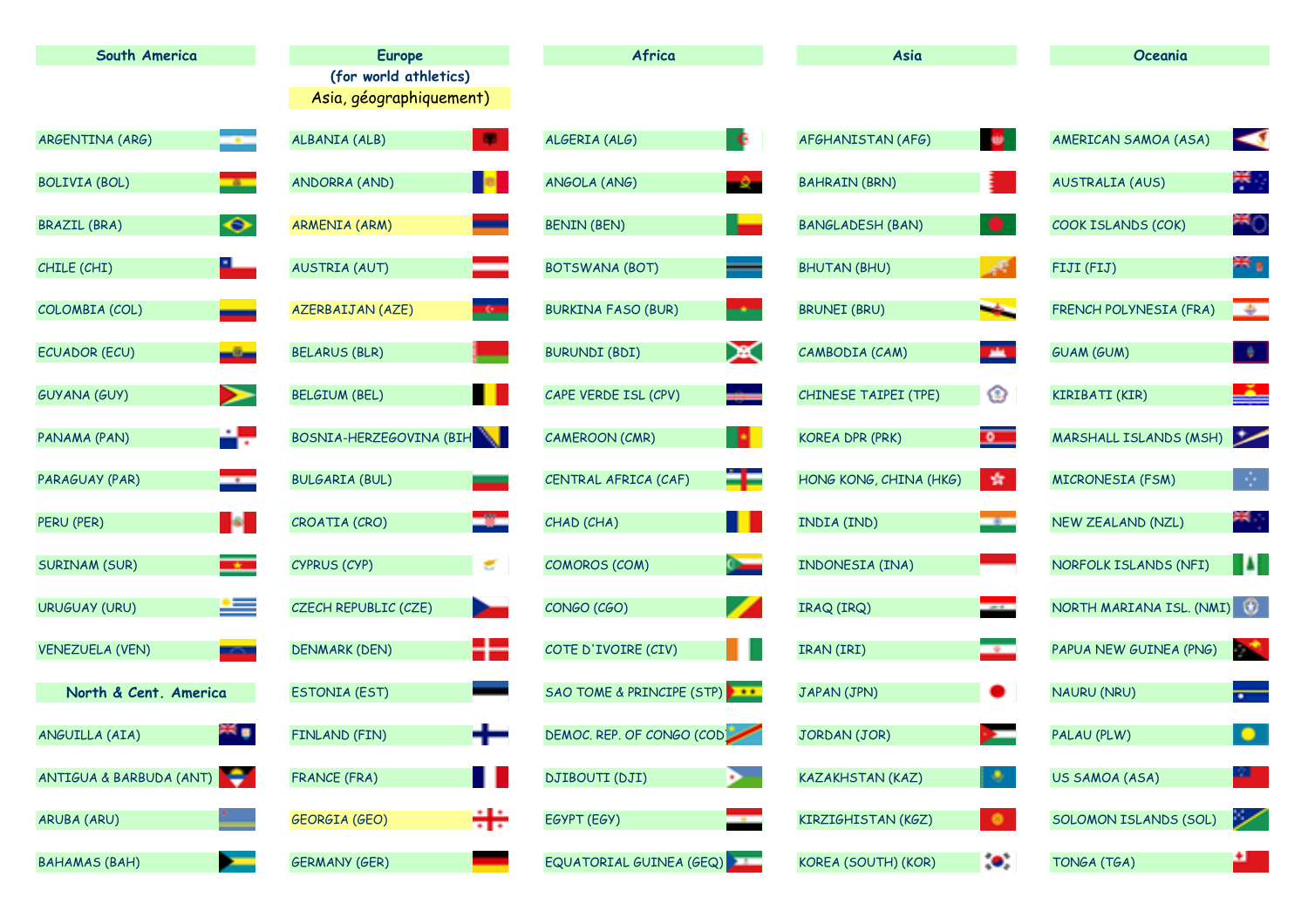| South America | Europe (for world athletics) Asia, géographiquement) | Africa | Asia | Oceania |
|---|---|---|---|---|
| ARGENTINA (ARG) | ALBANIA (ALB) | ALGERIA (ALG) | AFGHANISTAN (AFG) | AMERICAN SAMOA (ASA) |
| BOLIVIA (BOL) | ANDORRA (AND) | ANGOLA (ANG) | BAHRAIN (BRN) | AUSTRALIA (AUS) |
| BRAZIL (BRA) | ARMENIA (ARM) | BENIN (BEN) | BANGLADESH (BAN) | COOK ISLANDS (COK) |
| CHILE (CHI) | AUSTRIA (AUT) | BOTSWANA (BOT) | BHUTAN (BHU) | FIJI (FIJ) |
| COLOMBIA (COL) | AZERBAIJAN (AZE) | BURKINA FASO (BUR) | BRUNEI (BRU) | FRENCH POLYNESIA (FRA) |
| ECUADOR (ECU) | BELARUS (BLR) | BURUNDI (BDI) | CAMBODIA (CAM) | GUAM (GUM) |
| GUYANA (GUY) | BELGIUM (BEL) | CAPE VERDE ISL (CPV) | CHINESE TAIPEI (TPE) | KIRIBATI (KIR) |
| PANAMA (PAN) | BOSNIA-HERZEGOVINA (BIH | CAMEROON (CMR) | KOREA DPR (PRK) | MARSHALL ISLANDS (MSH) |
| PARAGUAY (PAR) | BULGARIA (BUL) | CENTRAL AFRICA (CAF) | HONG KONG, CHINA (HKG) | MICRONESIA (FSM) |
| PERU (PER) | CROATIA (CRO) | CHAD (CHA) | INDIA (IND) | NEW ZEALAND (NZL) |
| SURINAM (SUR) | CYPRUS (CYP) | COMOROS (COM) | INDONESIA (INA) | NORFOLK ISLANDS (NFI) |
| URUGUAY (URU) | CZECH REPUBLIC (CZE) | CONGO (CGO) | IRAQ (IRQ) | NORTH MARIANA ISL. (NMI) |
| VENEZUELA (VEN) | DENMARK (DEN) | COTE D'IVOIRE (CIV) | IRAN (IRI) | PAPUA NEW GUINEA (PNG) |
| **North & Cent. America** | ESTONIA (EST) | SAO TOME & PRINCIPE (STP) | JAPAN (JPN) | NAURU (NRU) |
| ANGUILLA (AIA) | FINLAND (FIN) | DEMOC. REP. OF CONGO (COD | JORDAN (JOR) | PALAU (PLW) |
| ANTIGUA & BARBUDA (ANT) | FRANCE (FRA) | DJIBOUTI (DJI) | KAZAKHSTAN (KAZ) | US SAMOA (ASA) |
| ARUBA (ARU) | GEORGIA (GEO) | EGYPT (EGY) | KIRZIGHISTAN (KGZ) | SOLOMON ISLANDS (SOL) |
| BAHAMAS (BAH) | GERMANY (GER) | EQUATORIAL GUINEA (GEQ) | KOREA (SOUTH) (KOR) | TONGA (TGA) |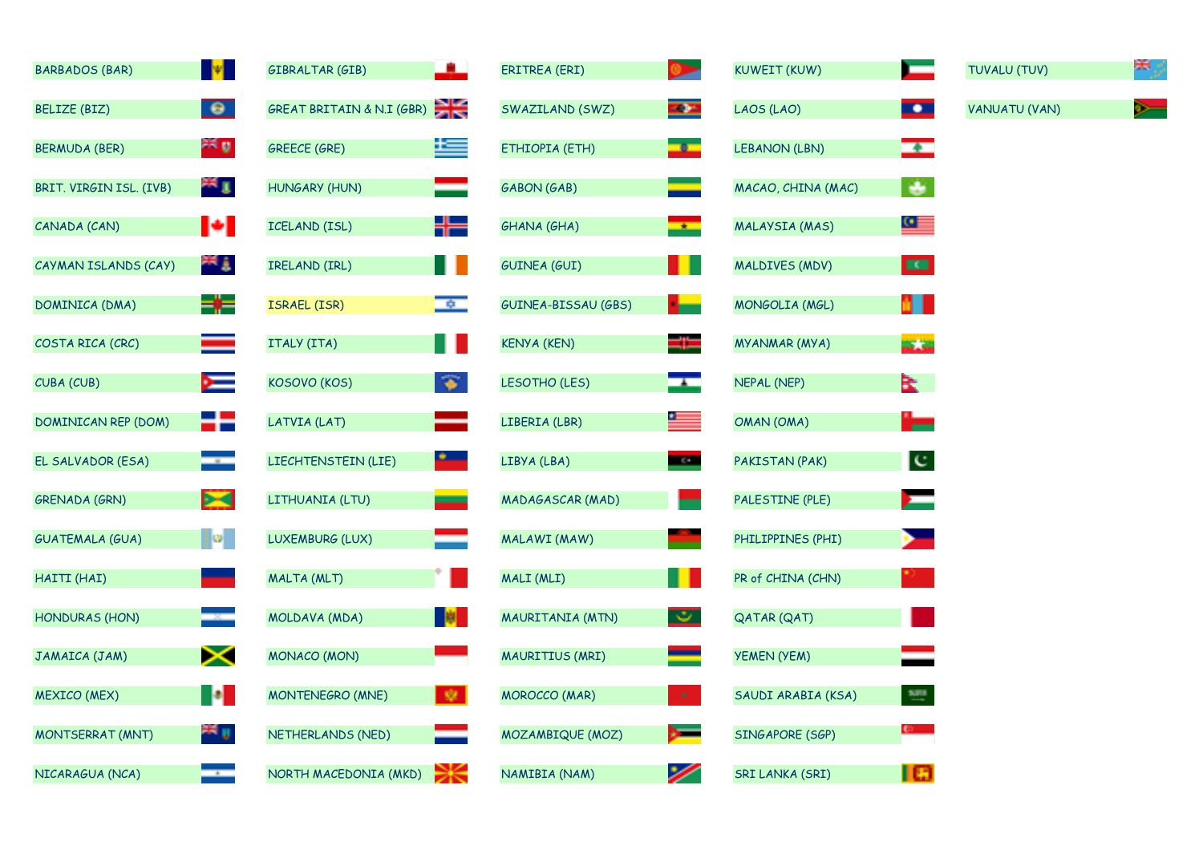| | | | | |
|---|---|---|---|---|
| BARBADOS (BAR) | GIBRALTAR (GIB) | ERITREA (ERI) | KUWEIT (KUW) | TUVALU (TUV) |
| BELIZE (BIZ) | GREAT BRITAIN & N.I (GBR) | SWAZILAND (SWZ) | LAOS (LAO) | VANUATU (VAN) |
| BERMUDA (BER) | GREECE (GRE) | ETHIOPIA (ETH) | LEBANON (LBN) | |
| BRIT. VIRGIN ISL. (IVB) | HUNGARY (HUN) | GABON (GAB) | MACAO, CHINA (MAC) | |
| CANADA (CAN) | ICELAND (ISL) | GHANA (GHA) | MALAYSIA (MAS) | |
| CAYMAN ISLANDS (CAY) | IRELAND (IRL) | GUINEA (GUI) | MALDIVES (MDV) | |
| DOMINICA (DMA) | ISRAEL (ISR) | GUINEA-BISSAU (GBS) | MONGOLIA (MGL) | |
| COSTA RICA (CRC) | ITALY (ITA) | KENYA (KEN) | MYANMAR (MYA) | |
| CUBA (CUB) | KOSOVO (KOS) | LESOTHO (LES) | NEPAL (NEP) | |
| DOMINICAN REP (DOM) | LATVIA (LAT) | LIBERIA (LBR) | OMAN (OMA) | |
| EL SALVADOR (ESA) | LIECHTENSTEIN (LIE) | LIBYA (LBA) | PAKISTAN (PAK) | |
| GRENADA (GRN) | LITHUANIA (LTU) | MADAGASCAR (MAD) | PALESTINE (PLE) | |
| GUATEMALA (GUA) | LUXEMBURG (LUX) | MALAWI (MAW) | PHILIPPINES (PHI) | |
| HAITI (HAI) | MALTA (MLT) | MALI (MLI) | PR of CHINA (CHN) | |
| HONDURAS (HON) | MOLDAVA (MDA) | MAURITANIA (MTN) | QATAR (QAT) | |
| JAMAICA (JAM) | MONACO (MON) | MAURITIUS (MRI) | YEMEN (YEM) | |
| MEXICO (MEX) | MONTENEGRO (MNE) | MOROCCO (MAR) | SAUDI ARABIA (KSA) | |
| MONTSERRAT (MNT) | NETHERLANDS (NED) | MOZAMBIQUE (MOZ) | SINGAPORE (SGP) | |
| NICARAGUA (NCA) | NORTH MACEDONIA (MKD) | NAMIBIA (NAM) | SRI LANKA (SRI) | |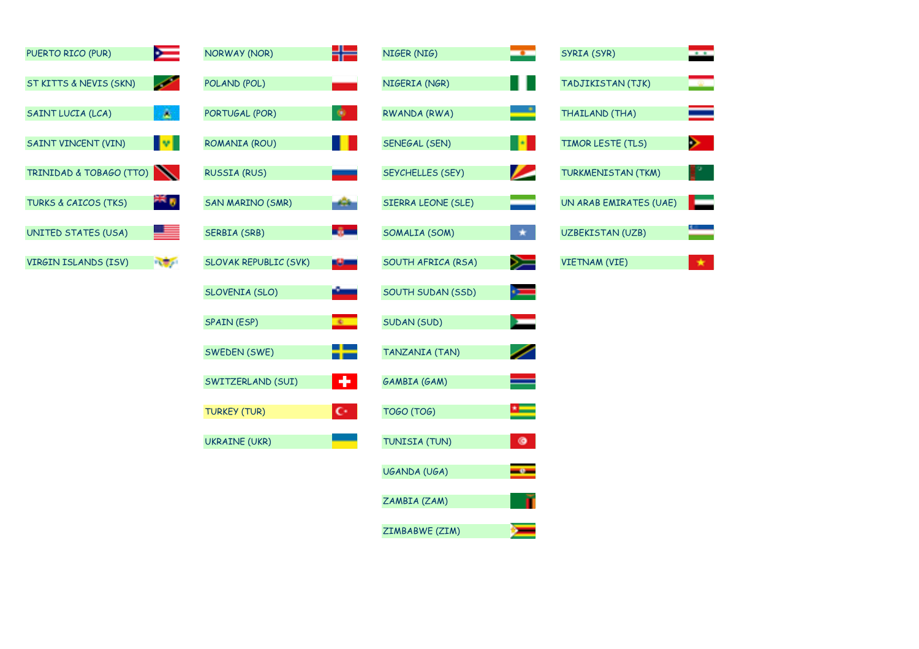PUERTO RICO (PUR)
ST KITTS & NEVIS (SKN)
SAINT LUCIA (LCA)
SAINT VINCENT (VIN)
TRINIDAD & TOBAGO (TTO)
TURKS & CAICOS (TKS)
UNITED STATES (USA)
VIRGIN ISLANDS (ISV)

NORWAY (NOR)
POLAND (POL)
PORTUGAL (POR)
ROMANIA (ROU)
RUSSIA (RUS)
SAN MARINO (SMR)
SERBIA (SRB)
SLOVAK REPUBLIC (SVK)
SLOVENIA (SLO)
SPAIN (ESP)
SWEDEN (SWE)
SWITZERLAND (SUI)
TURKEY (TUR)
UKRAINE (UKR)

NIGER (NIG)
NIGERIA (NGR)
RWANDA (RWA)
SENEGAL (SEN)
SEYCHELLES (SEY)
SIERRA LEONE (SLE)
SOMALIA (SOM)
SOUTH AFRICA (RSA)
SOUTH SUDAN (SSD)
SUDAN (SUD)
TANZANIA (TAN)
GAMBIA (GAM)
TOGO (TOG)
TUNISIA (TUN)
UGANDA (UGA)
ZAMBIA (ZAM)
ZIMBABWE (ZIM)

SYRIA (SYR)
TADJIKISTAN (TJK)
THAILAND (THA)
TIMOR LESTE (TLS)
TURKMENISTAN (TKM)
UN ARAB EMIRATES (UAE)
UZBEKISTAN (UZB)
VIETNAM (VIE)